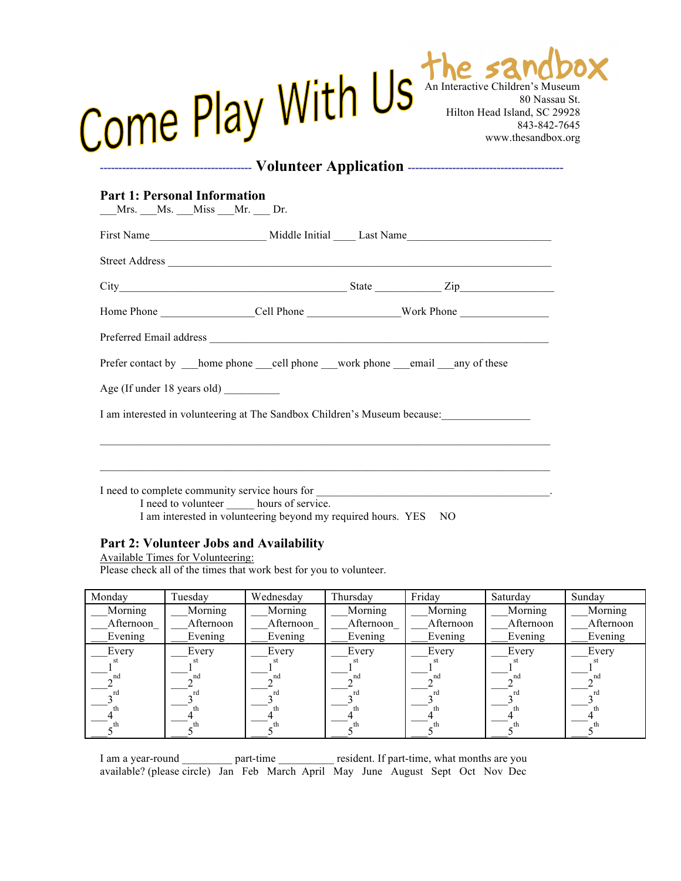Come Play With Us

the sandbox
An Interactive Children's Museum
80 Nassau St.
Hilton Head Island, SC 29928
843-842-7645
www.thesandbox.org

## Volunteer Application

### Part 1: Personal Information

___Mrs. ___Ms. ___Miss ___Mr. ___ Dr.

First Name____________________ Middle Initial ____ Last Name_________________________

Street Address ___________________________________________________________________

City_______________________________________ State ____________ Zip_________________

Home Phone _________________Cell Phone ________________Work Phone ________________

Preferred Email address ___________________________________________________________

Prefer contact by ___home phone ___cell phone ___work phone ___email ___any of these

Age (If under 18 years old) __________

I am interested in volunteering at The Sandbox Children's Museum because:_______________

___________________________________________________________________________

___________________________________________________________________________

I need to complete community service hours for __________________________________________.

I need to volunteer _____ hours of service.

I am interested in volunteering beyond my required hours. YES NO

### Part 2: Volunteer Jobs and Availability

Available Times for Volunteering:

Please check all of the times that work best for you to volunteer.

| Monday | Tuesday | Wednesday | Thursday | Friday | Saturday | Sunday |
|---|---|---|---|---|---|---|
| ___Morning<br>___Afternoon<br>___Evening | ___Morning<br>___Afternoon<br>___Evening | ___Morning<br>___Afternoon<br>___Evening | ___Morning<br>___Afternoon<br>___Evening | ___Morning<br>___Afternoon<br>___Evening | ___Morning<br>___Afternoon<br>___Evening | ___Morning<br>___Afternoon<br>___Evening |
| ___Every<br>___1st<br>___2nd<br>___3rd<br>___4th<br>___5th | ___Every<br>___1st<br>___2nd<br>___3rd<br>___4th<br>___5th | ___Every<br>___1st<br>___2nd<br>___3rd<br>___4th<br>___5th | ___Every<br>___1st<br>___2nd<br>___3rd<br>___4th<br>___5th | ___Every<br>___1st<br>___2nd<br>___3rd<br>___4th<br>___5th | ___Every<br>___1st<br>___2nd<br>___3rd<br>___4th<br>___5th | ___Every<br>___1st<br>___2nd<br>___3rd<br>___4th<br>___5th |

I am a year-round _________ part-time __________ resident. If part-time, what months are you available? (please circle) Jan Feb March April May June August Sept Oct Nov Dec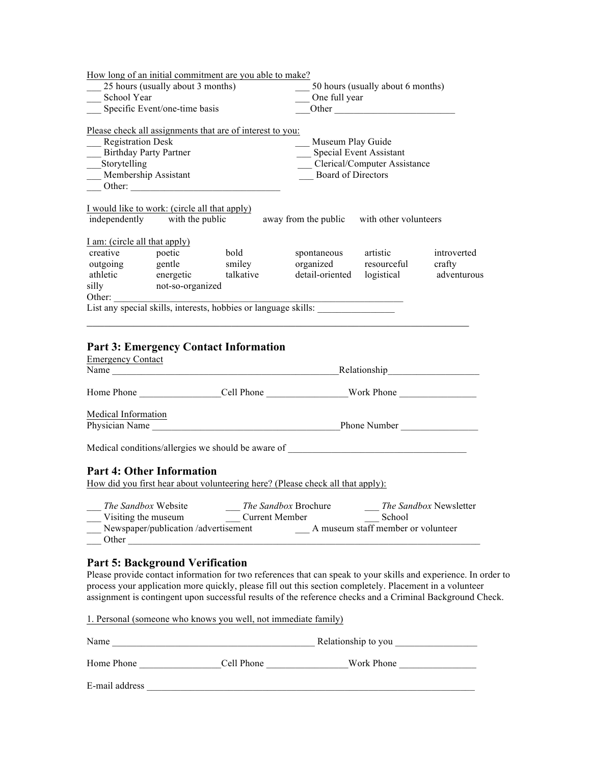How long of an initial commitment are you able to make?

___ 25 hours (usually about 3 months)
___ 50 hours (usually about 6 months)
___ School Year
___ One full year
___ Specific Event/one-time basis
___Other _________________________

Please check all assignments that are of interest to you:

___ Registration Desk
___ Museum Play Guide
___ Birthday Party Partner
___ Special Event Assistant
___Storytelling
___ Clerical/Computer Assistance
___ Membership Assistant
___ Board of Directors
___ Other: _______________________________

I would like to work: (circle all that apply)

independently    with the public    away from the public    with other volunteers

I am: (circle all that apply)

| | | | | | |
|---|---|---|---|---|---|
| creative | poetic | bold | spontaneous | artistic | introverted |
| outgoing | gentle | smiley | organized | resourceful | crafty |
| athletic | energetic | talkative | detail-oriented | logistical | adventurous |
| silly | not-so-organized | | | | |

Other: _____________________________________________________________

List any special skills, interests, hobbies or language skills: _______________

_____________________________________________________________________________

## Part 3: Emergency Contact Information

Emergency Contact

Name _______________________________________________Relationship___________________

Home Phone ________________Cell Phone ________________Work Phone ________________

Medical Information

Physician Name ______________________________________Phone Number ________________

Medical conditions/allergies we should be aware of ____________________________________

## Part 4: Other Information

How did you first hear about volunteering here? (Please check all that apply):

___ *The Sandbox* Website
___ *The Sandbox* Brochure
___ *The Sandbox* Newsletter
___ Visiting the museum
___ Current Member
___ School
___ Newspaper/publication /advertisement
___ A museum staff member or volunteer
___ Other ____________________________________________________________________________

## Part 5: Background Verification

Please provide contact information for two references that can speak to your skills and experience. In order to process your application more quickly, please fill out this section completely. Placement in a volunteer assignment is contingent upon successful results of the reference checks and a Criminal Background Check.

1. Personal (someone who knows you well, not immediate family)

Name __________________________________________ Relationship to you ________________

Home Phone ________________Cell Phone ________________Work Phone ________________

E-mail address _______________________________________________________________________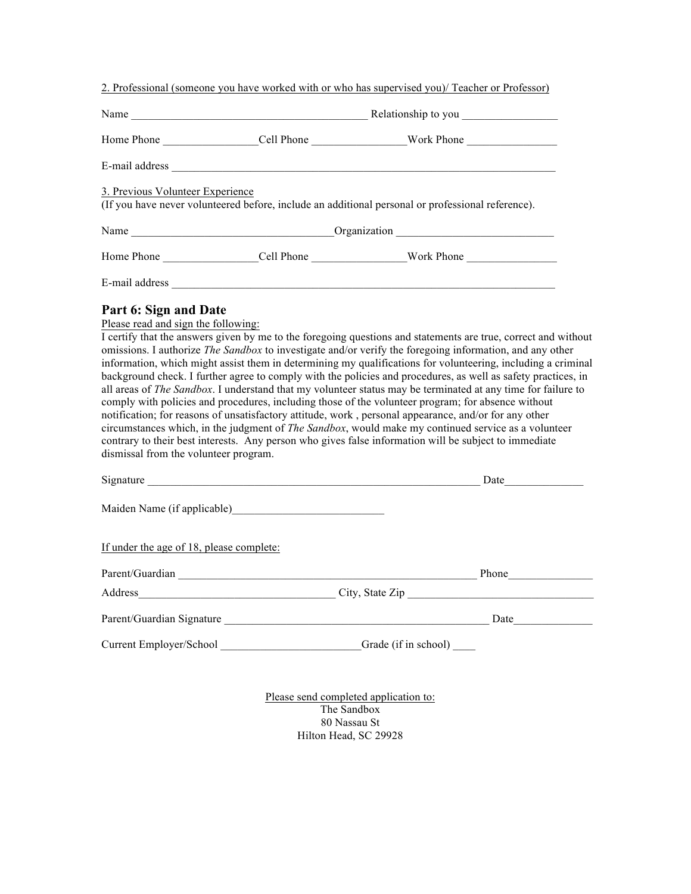2. Professional (someone you have worked with or who has supervised you)/ Teacher or Professor)

Name ___________________________________________ Relationship to you _________________

Home Phone _________________Cell Phone _________________Work Phone ________________

E-mail address ______________________________________________________________________

3. Previous Volunteer Experience
(If you have never volunteered before, include an additional personal or professional reference).

Name ____________________________________Organization ____________________________

Home Phone _________________Cell Phone _________________Work Phone ________________

E-mail address ______________________________________________________________________

## Part 6: Sign and Date

Please read and sign the following:

I certify that the answers given by me to the foregoing questions and statements are true, correct and without omissions. I authorize *The Sandbox* to investigate and/or verify the foregoing information, and any other information, which might assist them in determining my qualifications for volunteering, including a criminal background check. I further agree to comply with the policies and procedures, as well as safety practices, in all areas of *The Sandbox*. I understand that my volunteer status may be terminated at any time for failure to comply with policies and procedures, including those of the volunteer program; for absence without notification; for reasons of unsatisfactory attitude, work , personal appearance, and/or for any other circumstances which, in the judgment of *The Sandbox*, would make my continued service as a volunteer contrary to their best interests. Any person who gives false information will be subject to immediate dismissal from the volunteer program.

Signature _____________________________________________________________ Date______________

Maiden Name (if applicable)___________________________

If under the age of 18, please complete:

Parent/Guardian ______________________________________________________ Phone_______________

Address___________________________________ City, State Zip _________________________________

Parent/Guardian Signature ________________________________________________ Date______________

Current Employer/School _________________________Grade (if in school) ____

Please send completed application to:
The Sandbox
80 Nassau St
Hilton Head, SC 29928